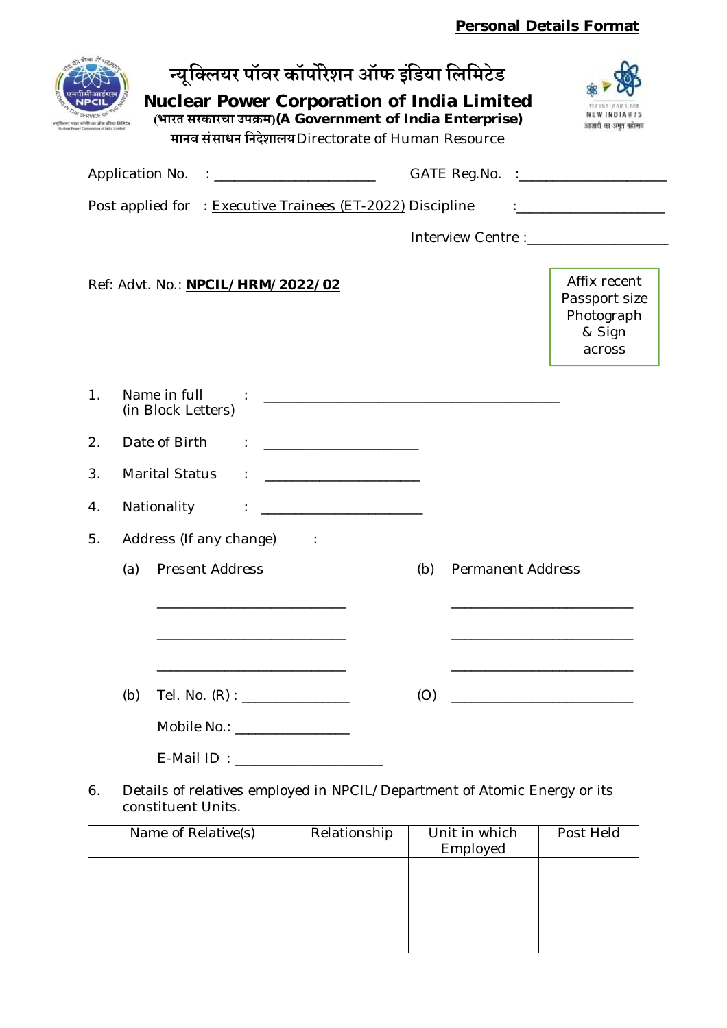**Personal Details Format**

# न्यूक्लियर पॉवर कॉर्पोरेशन ऑफ इंडिया लिमिटेड
# Nuclear Power Corporation of India Limited

(भारत सरकारचा उपक्रम) **(A Government of India Enterprise)**

मानव संसाधन निदेशालय Directorate of Human Resource

Application No. : ______________________ GATE Reg.No. :____________________

Post applied for : Executive Trainees (ET-2022) Discipline :____________________

Interview Centre :___________________

Ref: Advt. No.: **NPCIL/HRM/2022/02**

Affix recent Passport size Photograph & Sign across

1. Name in full (in Block Letters) : ________________________________________
2. Date of Birth : _____________________
3. Marital Status : _____________________
4. Nationality : ______________________
5. Address (If any change) :

   (a) Present Address

   _________________________

   _________________________

   _________________________

   (b) Permanent Address

   _________________________

   _________________________

   _________________________

   (b) Tel. No. (R) : _______________ (O) _________________________

   Mobile No.: _______________

   E-Mail ID : ____________________

6. Details of relatives employed in NPCIL/Department of Atomic Energy or its constituent Units.

| Name of Relative(s) | Relationship | Unit in which Employed | Post Held |
|---|---|---|---|
| | | | |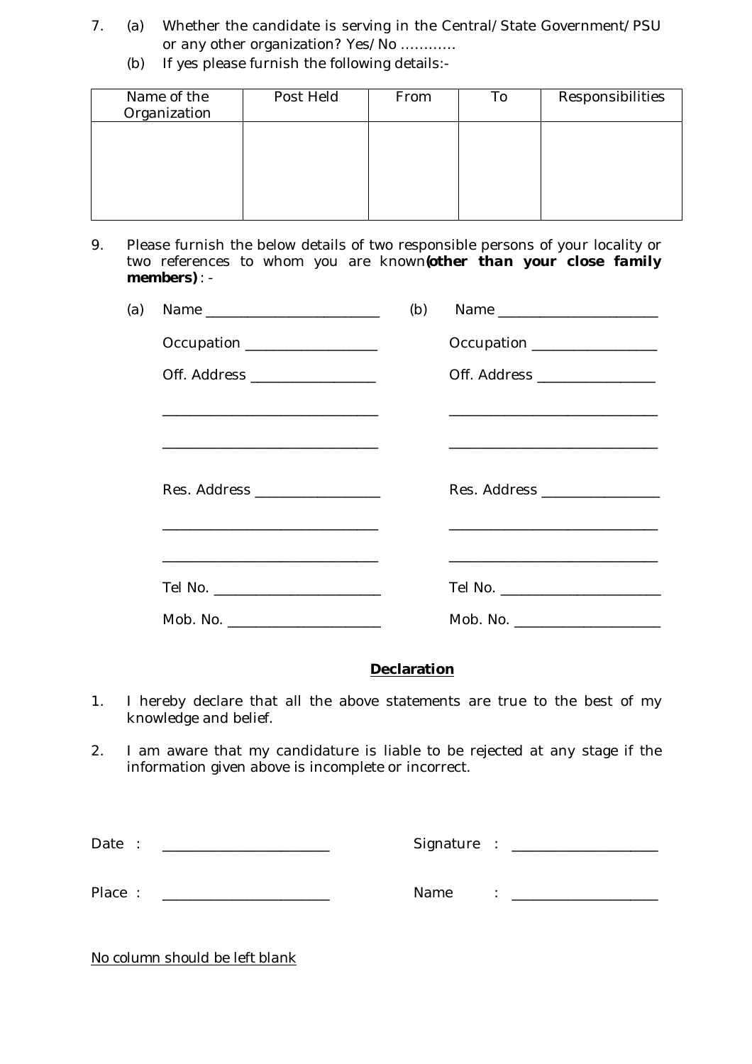7. (a) Whether the candidate is serving in the Central/State Government/PSU or any other organization? Yes/No …………

   (b) If yes please furnish the following details:-

| Name of the Organization | Post Held | From | To | Responsibilities |
|---|---|---|---|---|
| | | | | |

9. Please furnish the below details of two responsible persons of your locality or two references to whom you are known **(other than your close family members)** : -

(a) Name ________________________

Occupation __________________

Off. Address _________________

______________________________

______________________________

Res. Address _________________

______________________________

______________________________

Tel No. _______________________

Mob. No. _____________________

(b) Name ______________________

Occupation _________________

Off. Address ________________

_____________________________

_____________________________

Res. Address ________________

_____________________________

_____________________________

Tel No. ______________________

Mob. No. ____________________

**Declaration**

1. I hereby declare that all the above statements are true to the best of my knowledge and belief.

2. I am aware that my candidature is liable to be rejected at any stage if the information given above is incomplete or incorrect.

Date : _______________________

Place : _______________________

Signature : ____________________

Name : ____________________

No column should be left blank